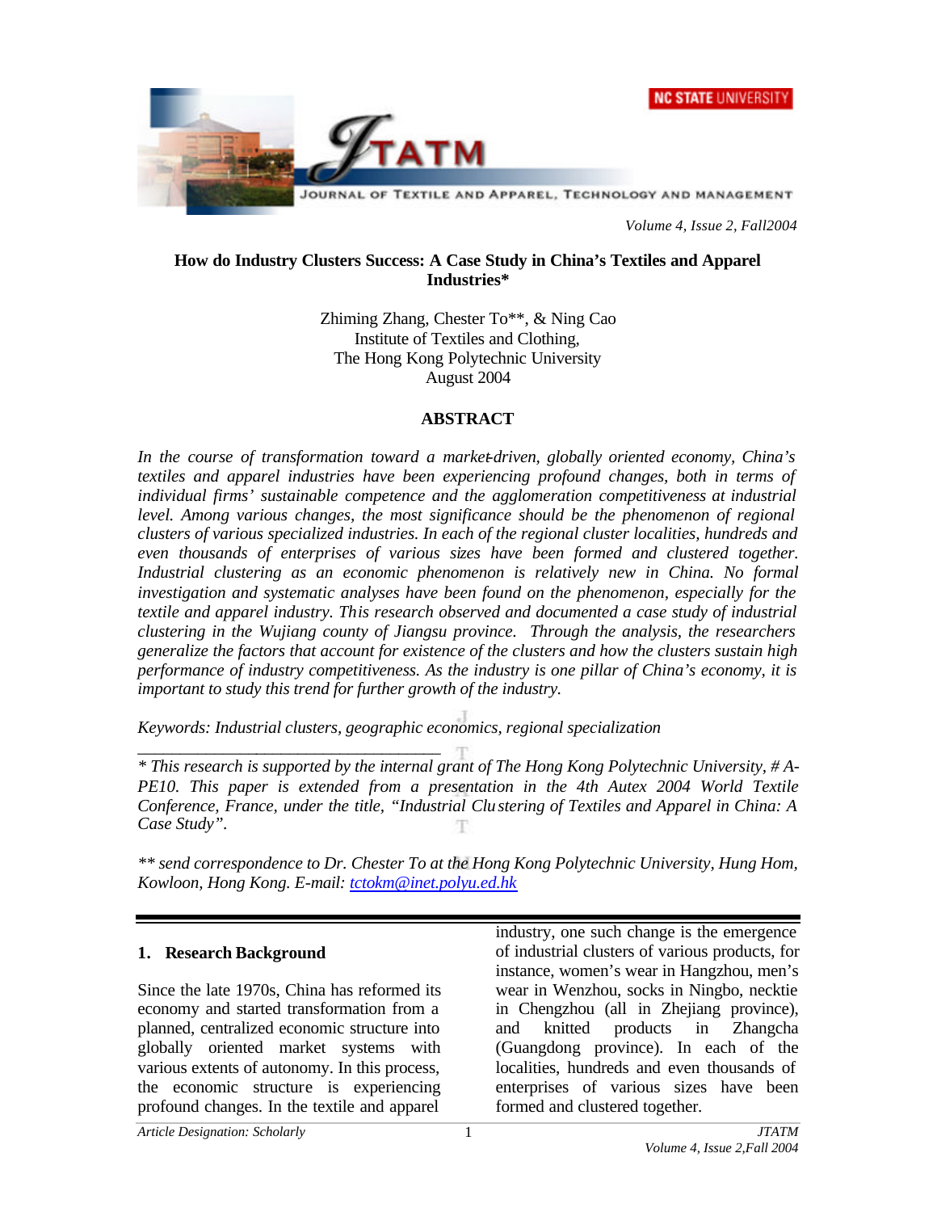# How do Industry Clusters Success: A Case Study in China's Textiles and Apparel Industries*

Zhiming Zhang, Chester To**, & Ning Cao
Institute of Textiles and Clothing,
The Hong Kong Polytechnic University
August 2004

## ABSTRACT

*In the course of transformation toward a market-driven, globally oriented economy, China's textiles and apparel industries have been experiencing profound changes, both in terms of individual firms' sustainable competence and the agglomeration competitiveness at industrial level. Among various changes, the most significance should be the phenomenon of regional clusters of various specialized industries. In each of the regional cluster localities, hundreds and even thousands of enterprises of various sizes have been formed and clustered together. Industrial clustering as an economic phenomenon is relatively new in China. No formal investigation and systematic analyses have been found on the phenomenon, especially for the textile and apparel industry. This research observed and documented a case study of industrial clustering in the Wujiang county of Jiangsu province. Through the analysis, the researchers generalize the factors that account for existence of the clusters and how the clusters sustain high performance of industry competitiveness. As the industry is one pillar of China's economy, it is important to study this trend for further growth of the industry.*

*Keywords: Industrial clusters, geographic economics, regional specialization*

---

*\* This research is supported by the internal grant of The Hong Kong Polytechnic University, # A-PE10. This paper is extended from a presentation in the 4th Autex 2004 World Textile Conference, France, under the title, "Industrial Clustering of Textiles and Apparel in China: A Case Study".*

*\*\* send correspondence to Dr. Chester To at the Hong Kong Polytechnic University, Hung Hom, Kowloon, Hong Kong. E-mail: tctokm@inet.polyu.edu.hk*

## 1. Research Background

Since the late 1970s, China has reformed its economy and started transformation from a planned, centralized economic structure into globally oriented market systems with various extents of autonomy. In this process, the economic structure is experiencing profound changes. In the textile and apparel industry, one such change is the emergence of industrial clusters of various products, for instance, women's wear in Hangzhou, men's wear in Wenzhou, socks in Ningbo, necktie in Chengzhou (all in Zhejiang province), and knitted products in Zhangcha (Guangdong province). In each of the localities, hundreds and even thousands of enterprises of various sizes have been formed and clustered together.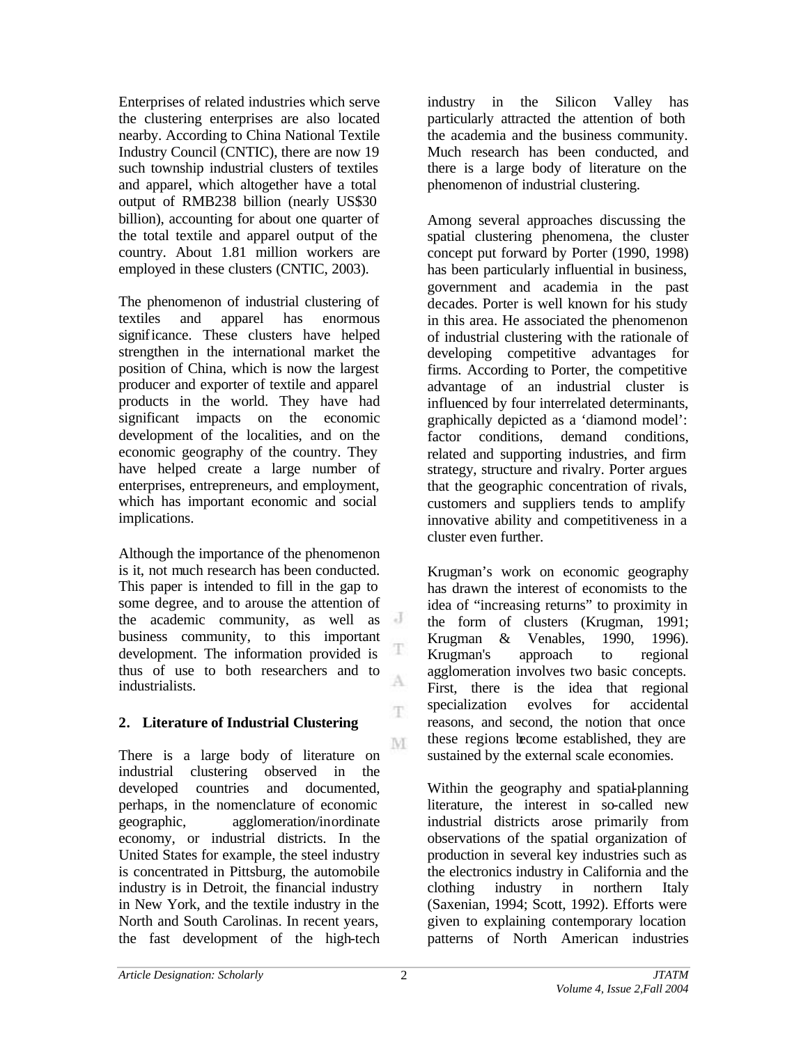Enterprises of related industries which serve the clustering enterprises are also located nearby. According to China National Textile Industry Council (CNTIC), there are now 19 such township industrial clusters of textiles and apparel, which altogether have a total output of RMB238 billion (nearly US$30 billion), accounting for about one quarter of the total textile and apparel output of the country. About 1.81 million workers are employed in these clusters (CNTIC, 2003).

The phenomenon of industrial clustering of textiles and apparel has enormous significance. These clusters have helped strengthen in the international market the position of China, which is now the largest producer and exporter of textile and apparel products in the world. They have had significant impacts on the economic development of the localities, and on the economic geography of the country. They have helped create a large number of enterprises, entrepreneurs, and employment, which has important economic and social implications.

Although the importance of the phenomenon is it, not much research has been conducted. This paper is intended to fill in the gap to some degree, and to arouse the attention of the academic community, as well as business community, to this important development. The information provided is thus of use to both researchers and to industrialists.

## 2. Literature of Industrial Clustering

There is a large body of literature on industrial clustering observed in the developed countries and documented, perhaps, in the nomenclature of economic geographic, agglomeration/inordinate economy, or industrial districts. In the United States for example, the steel industry is concentrated in Pittsburg, the automobile industry is in Detroit, the financial industry in New York, and the textile industry in the North and South Carolinas. In recent years, the fast development of the high-tech industry in the Silicon Valley has particularly attracted the attention of both the academia and the business community. Much research has been conducted, and there is a large body of literature on the phenomenon of industrial clustering.

Among several approaches discussing the spatial clustering phenomena, the cluster concept put forward by Porter (1990, 1998) has been particularly influential in business, government and academia in the past decades. Porter is well known for his study in this area. He associated the phenomenon of industrial clustering with the rationale of developing competitive advantages for firms. According to Porter, the competitive advantage of an industrial cluster is influenced by four interrelated determinants, graphically depicted as a 'diamond model': factor conditions, demand conditions, related and supporting industries, and firm strategy, structure and rivalry. Porter argues that the geographic concentration of rivals, customers and suppliers tends to amplify innovative ability and competitiveness in a cluster even further.

Krugman's work on economic geography has drawn the interest of economists to the idea of "increasing returns" to proximity in the form of clusters (Krugman, 1991; Krugman & Venables, 1990, 1996). Krugman's approach to regional agglomeration involves two basic concepts. First, there is the idea that regional specialization evolves for accidental reasons, and second, the notion that once these regions become established, they are sustained by the external scale economies.

Within the geography and spatial-planning literature, the interest in so-called new industrial districts arose primarily from observations of the spatial organization of production in several key industries such as the electronics industry in California and the clothing industry in northern Italy (Saxenian, 1994; Scott, 1992). Efforts were given to explaining contemporary location patterns of North American industries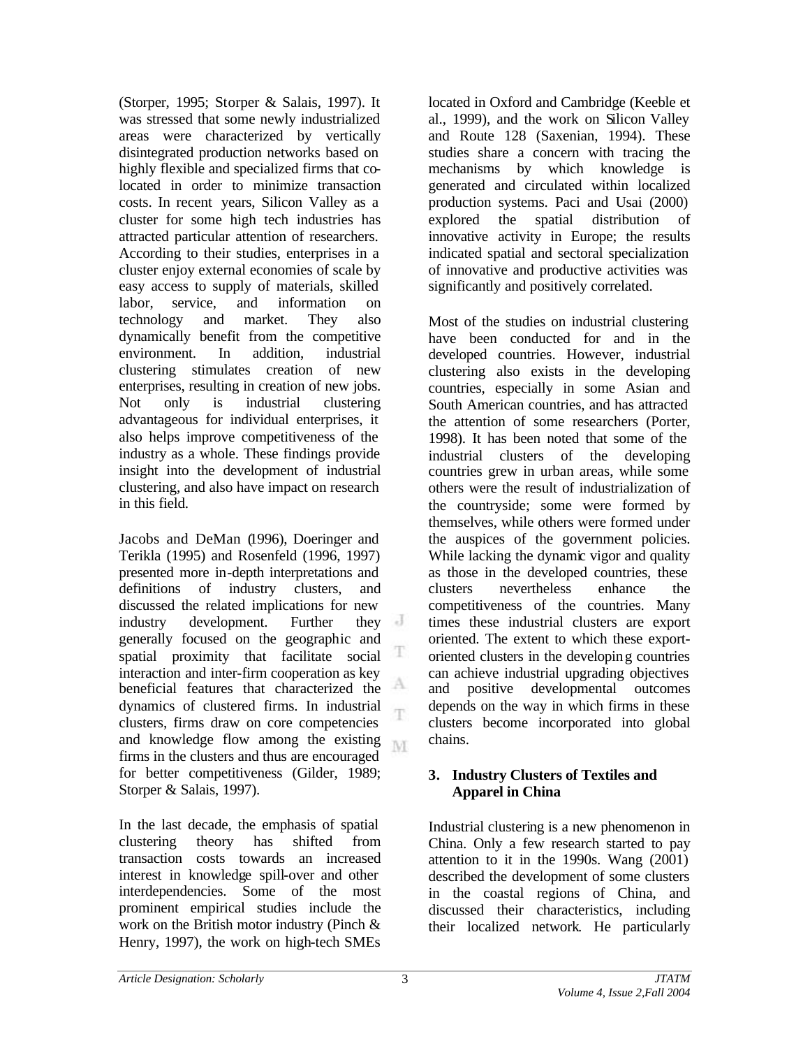(Storper, 1995; Storper & Salais, 1997). It was stressed that some newly industrialized areas were characterized by vertically disintegrated production networks based on highly flexible and specialized firms that co-located in order to minimize transaction costs. In recent years, Silicon Valley as a cluster for some high tech industries has attracted particular attention of researchers. According to their studies, enterprises in a cluster enjoy external economies of scale by easy access to supply of materials, skilled labor, service, and information on technology and market. They also dynamically benefit from the competitive environment. In addition, industrial clustering stimulates creation of new enterprises, resulting in creation of new jobs. Not only is industrial clustering advantageous for individual enterprises, it also helps improve competitiveness of the industry as a whole. These findings provide insight into the development of industrial clustering, and also have impact on research in this field.

Jacobs and DeMan (1996), Doeringer and Terikla (1995) and Rosenfeld (1996, 1997) presented more in-depth interpretations and definitions of industry clusters, and discussed the related implications for new industry development. Further they generally focused on the geographic and spatial proximity that facilitate social interaction and inter-firm cooperation as key beneficial features that characterized the dynamics of clustered firms. In industrial clusters, firms draw on core competencies and knowledge flow among the existing firms in the clusters and thus are encouraged for better competitiveness (Gilder, 1989; Storper & Salais, 1997).

In the last decade, the emphasis of spatial clustering theory has shifted from transaction costs towards an increased interest in knowledge spill-over and other interdependencies. Some of the most prominent empirical studies include the work on the British motor industry (Pinch & Henry, 1997), the work on high-tech SMEs located in Oxford and Cambridge (Keeble et al., 1999), and the work on Silicon Valley and Route 128 (Saxenian, 1994). These studies share a concern with tracing the mechanisms by which knowledge is generated and circulated within localized production systems. Paci and Usai (2000) explored the spatial distribution of innovative activity in Europe; the results indicated spatial and sectoral specialization of innovative and productive activities was significantly and positively correlated.

Most of the studies on industrial clustering have been conducted for and in the developed countries. However, industrial clustering also exists in the developing countries, especially in some Asian and South American countries, and has attracted the attention of some researchers (Porter, 1998). It has been noted that some of the industrial clusters of the developing countries grew in urban areas, while some others were the result of industrialization of the countryside; some were formed by themselves, while others were formed under the auspices of the government policies. While lacking the dynamic vigor and quality as those in the developed countries, these clusters nevertheless enhance the competitiveness of the countries. Many times these industrial clusters are export oriented. The extent to which these export-oriented clusters in the developing countries can achieve industrial upgrading objectives and positive developmental outcomes depends on the way in which firms in these clusters become incorporated into global chains.

## 3. Industry Clusters of Textiles and Apparel in China

Industrial clustering is a new phenomenon in China. Only a few research started to pay attention to it in the 1990s. Wang (2001) described the development of some clusters in the coastal regions of China, and discussed their characteristics, including their localized network. He particularly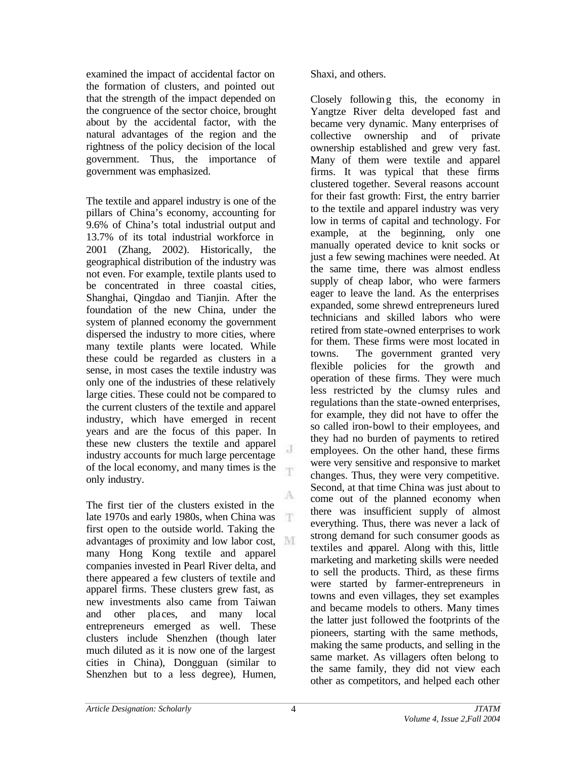examined the impact of accidental factor on the formation of clusters, and pointed out that the strength of the impact depended on the congruence of the sector choice, brought about by the accidental factor, with the natural advantages of the region and the rightness of the policy decision of the local government. Thus, the importance of government was emphasized.

The textile and apparel industry is one of the pillars of China's economy, accounting for 9.6% of China's total industrial output and 13.7% of its total industrial workforce in 2001 (Zhang, 2002). Historically, the geographical distribution of the industry was not even. For example, textile plants used to be concentrated in three coastal cities, Shanghai, Qingdao and Tianjin. After the foundation of the new China, under the system of planned economy the government dispersed the industry to more cities, where many textile plants were located. While these could be regarded as clusters in a sense, in most cases the textile industry was only one of the industries of these relatively large cities. These could not be compared to the current clusters of the textile and apparel industry, which have emerged in recent years and are the focus of this paper. In these new clusters the textile and apparel industry accounts for much large percentage of the local economy, and many times is the only industry.

The first tier of the clusters existed in the late 1970s and early 1980s, when China was first open to the outside world. Taking the advantages of proximity and low labor cost, many Hong Kong textile and apparel companies invested in Pearl River delta, and there appeared a few clusters of textile and apparel firms. These clusters grew fast, as new investments also came from Taiwan and other places, and many local entrepreneurs emerged as well. These clusters include Shenzhen (though later much diluted as it is now one of the largest cities in China), Dongguan (similar to Shenzhen but to a less degree), Humen, Shaxi, and others.

Closely following this, the economy in Yangtze River delta developed fast and became very dynamic. Many enterprises of collective ownership and of private ownership established and grew very fast. Many of them were textile and apparel firms. It was typical that these firms clustered together. Several reasons account for their fast growth: First, the entry barrier to the textile and apparel industry was very low in terms of capital and technology. For example, at the beginning, only one manually operated device to knit socks or just a few sewing machines were needed. At the same time, there was almost endless supply of cheap labor, who were farmers eager to leave the land. As the enterprises expanded, some shrewd entrepreneurs lured technicians and skilled labors who were retired from state-owned enterprises to work for them. These firms were most located in towns. The government granted very flexible policies for the growth and operation of these firms. They were much less restricted by the clumsy rules and regulations than the state-owned enterprises, for example, they did not have to offer the so called iron-bowl to their employees, and they had no burden of payments to retired employees. On the other hand, these firms were very sensitive and responsive to market changes. Thus, they were very competitive. Second, at that time China was just about to come out of the planned economy when there was insufficient supply of almost everything. Thus, there was never a lack of strong demand for such consumer goods as textiles and apparel. Along with this, little marketing and marketing skills were needed to sell the products. Third, as these firms were started by farmer-entrepreneurs in towns and even villages, they set examples and became models to others. Many times the latter just followed the footprints of the pioneers, starting with the same methods, making the same products, and selling in the same market. As villagers often belong to the same family, they did not view each other as competitors, and helped each other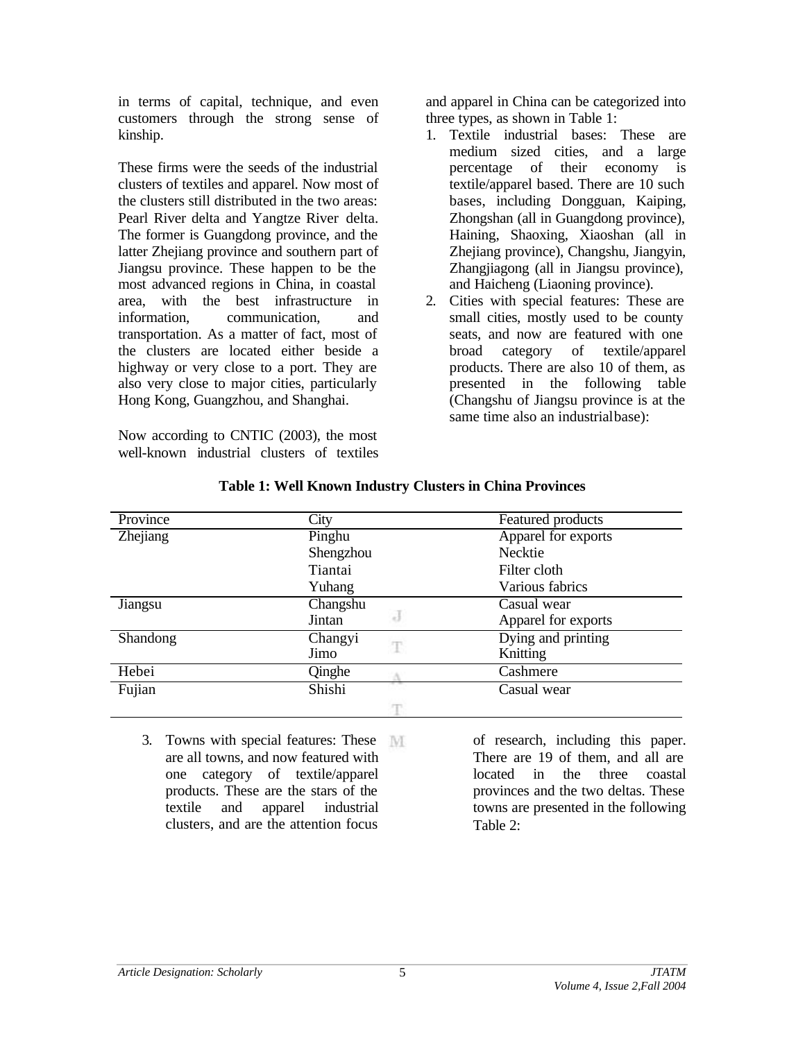in terms of capital, technique, and even customers through the strong sense of kinship.

These firms were the seeds of the industrial clusters of textiles and apparel. Now most of the clusters still distributed in the two areas: Pearl River delta and Yangtze River delta. The former is Guangdong province, and the latter Zhejiang province and southern part of Jiangsu province. These happen to be the most advanced regions in China, in coastal area, with the best infrastructure in information, communication, and transportation. As a matter of fact, most of the clusters are located either beside a highway or very close to a port. They are also very close to major cities, particularly Hong Kong, Guangzhou, and Shanghai.

Now according to CNTIC (2003), the most well-known industrial clusters of textiles and apparel in China can be categorized into three types, as shown in Table 1:

1. Textile industrial bases: These are medium sized cities, and a large percentage of their economy is textile/apparel based. There are 10 such bases, including Dongguan, Kaiping, Zhongshan (all in Guangdong province), Haining, Shaoxing, Xiaoshan (all in Zhejiang province), Changshu, Jiangyin, Zhangjiagong (all in Jiangsu province), and Haicheng (Liaoning province).
2. Cities with special features: These are small cities, mostly used to be county seats, and now are featured with one broad category of textile/apparel products. There are also 10 of them, as presented in the following table (Changshu of Jiangsu province is at the same time also an industrial base):

**Table 1: Well Known Industry Clusters in China Provinces**

| Province | City | Featured products |
|---|---|---|
| Zhejiang | Pinghu | Apparel for exports |
| | Shengzhou | Necktie |
| | Tiantai | Filter cloth |
| | Yuhang | Various fabrics |
| Jiangsu | Changshu | Casual wear |
| | Jintan | Apparel for exports |
| Shandong | Changyi | Dying and printing |
| | Jimo | Knitting |
| Hebei | Qinghe | Cashmere |
| Fujian | Shishi | Casual wear |

3. Towns with special features: These are all towns, and now featured with one category of textile/apparel products. These are the stars of the textile and apparel industrial clusters, and are the attention focus of research, including this paper. There are 19 of them, and all are located in the three coastal provinces and the two deltas. These towns are presented in the following Table 2: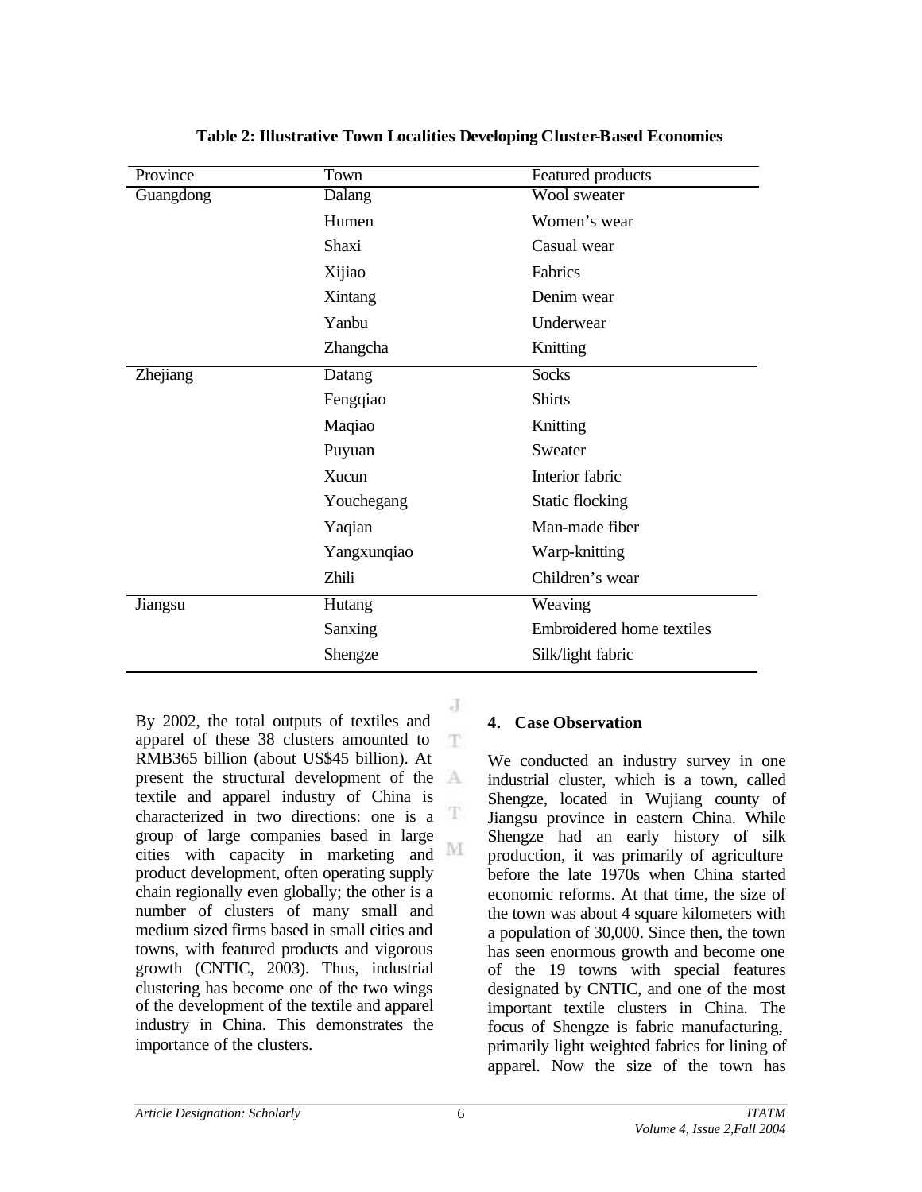**Table 2: Illustrative Town Localities Developing Cluster-Based Economies**

| Province | Town | Featured products |
|---|---|---|
| Guangdong | Dalang | Wool sweater |
| | Humen | Women's wear |
| | Shaxi | Casual wear |
| | Xijiao | Fabrics |
| | Xintang | Denim wear |
| | Yanbu | Underwear |
| | Zhangcha | Knitting |
| Zhejiang | Datang | Socks |
| | Fengqiao | Shirts |
| | Maqiao | Knitting |
| | Puyuan | Sweater |
| | Xucun | Interior fabric |
| | Youchegang | Static flocking |
| | Yaqian | Man-made fiber |
| | Yangxunqiao | Warp-knitting |
| | Zhili | Children's wear |
| Jiangsu | Hutang | Weaving |
| | Sanxing | Embroidered home textiles |
| | Shengze | Silk/light fabric |

By 2002, the total outputs of textiles and apparel of these 38 clusters amounted to RMB365 billion (about US$45 billion). At present the structural development of the textile and apparel industry of China is characterized in two directions: one is a group of large companies based in large cities with capacity in marketing and product development, often operating supply chain regionally even globally; the other is a number of clusters of many small and medium sized firms based in small cities and towns, with featured products and vigorous growth (CNTIC, 2003). Thus, industrial clustering has become one of the two wings of the development of the textile and apparel industry in China. This demonstrates the importance of the clusters.

## 4. Case Observation

We conducted an industry survey in one industrial cluster, which is a town, called Shengze, located in Wujiang county of Jiangsu province in eastern China. While Shengze had an early history of silk production, it was primarily of agriculture before the late 1970s when China started economic reforms. At that time, the size of the town was about 4 square kilometers with a population of 30,000. Since then, the town has seen enormous growth and become one of the 19 towns with special features designated by CNTIC, and one of the most important textile clusters in China. The focus of Shengze is fabric manufacturing, primarily light weighted fabrics for lining of apparel. Now the size of the town has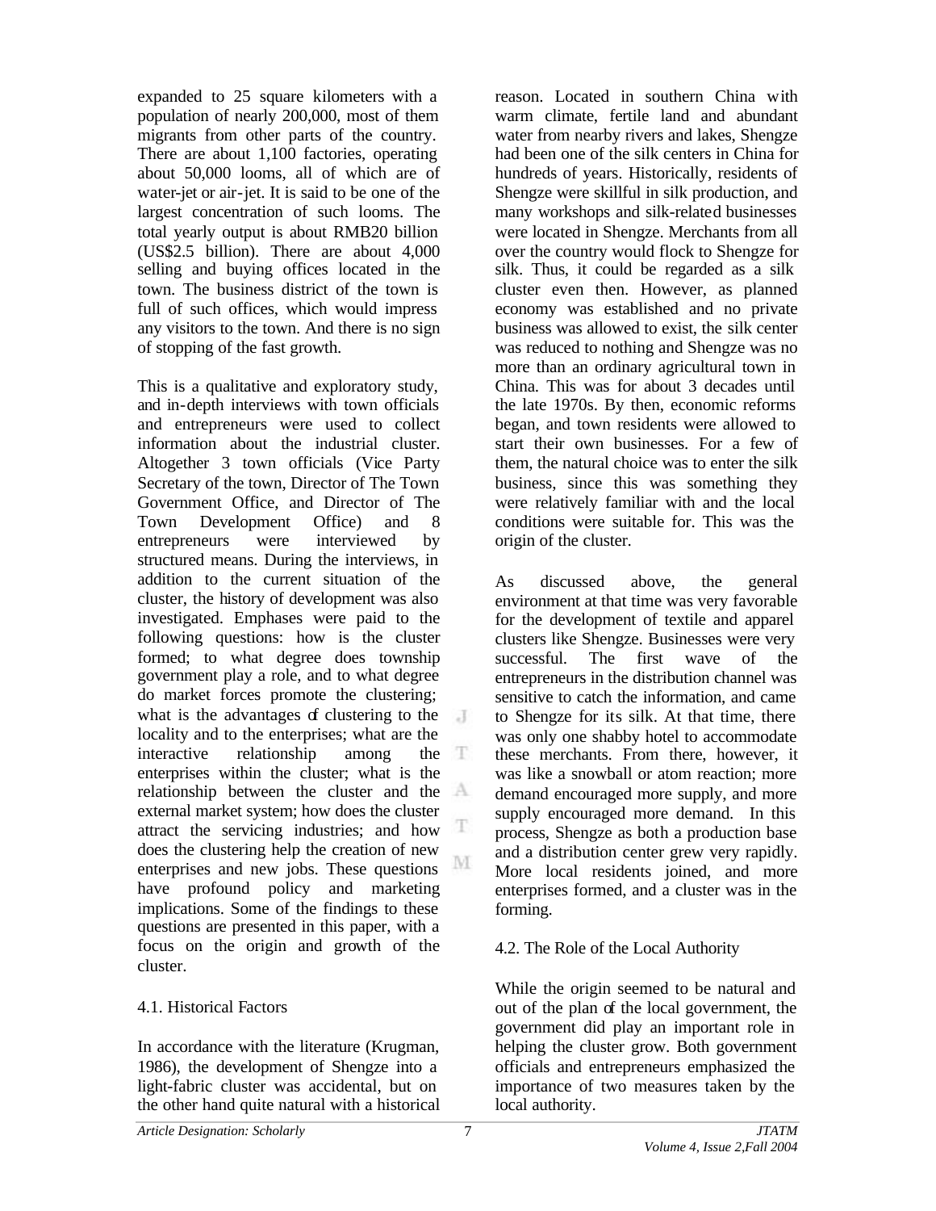expanded to 25 square kilometers with a population of nearly 200,000, most of them migrants from other parts of the country. There are about 1,100 factories, operating about 50,000 looms, all of which are of water-jet or air-jet. It is said to be one of the largest concentration of such looms. The total yearly output is about RMB20 billion (US$2.5 billion). There are about 4,000 selling and buying offices located in the town. The business district of the town is full of such offices, which would impress any visitors to the town. And there is no sign of stopping of the fast growth.

This is a qualitative and exploratory study, and in-depth interviews with town officials and entrepreneurs were used to collect information about the industrial cluster. Altogether 3 town officials (Vice Party Secretary of the town, Director of The Town Government Office, and Director of The Town Development Office) and 8 entrepreneurs were interviewed by structured means. During the interviews, in addition to the current situation of the cluster, the history of development was also investigated. Emphases were paid to the following questions: how is the cluster formed; to what degree does township government play a role, and to what degree do market forces promote the clustering; what is the advantages of clustering to the locality and to the enterprises; what are the interactive relationship among the enterprises within the cluster; what is the relationship between the cluster and the external market system; how does the cluster attract the servicing industries; and how does the clustering help the creation of new enterprises and new jobs. These questions have profound policy and marketing implications. Some of the findings to these questions are presented in this paper, with a focus on the origin and growth of the cluster.

### 4.1. Historical Factors

In accordance with the literature (Krugman, 1986), the development of Shengze into a light-fabric cluster was accidental, but on the other hand quite natural with a historical reason. Located in southern China with warm climate, fertile land and abundant water from nearby rivers and lakes, Shengze had been one of the silk centers in China for hundreds of years. Historically, residents of Shengze were skillful in silk production, and many workshops and silk-related businesses were located in Shengze. Merchants from all over the country would flock to Shengze for silk. Thus, it could be regarded as a silk cluster even then. However, as planned economy was established and no private business was allowed to exist, the silk center was reduced to nothing and Shengze was no more than an ordinary agricultural town in China. This was for about 3 decades until the late 1970s. By then, economic reforms began, and town residents were allowed to start their own businesses. For a few of them, the natural choice was to enter the silk business, since this was something they were relatively familiar with and the local conditions were suitable for. This was the origin of the cluster.

As discussed above, the general environment at that time was very favorable for the development of textile and apparel clusters like Shengze. Businesses were very successful. The first wave of the entrepreneurs in the distribution channel was sensitive to catch the information, and came to Shengze for its silk. At that time, there was only one shabby hotel to accommodate these merchants. From there, however, it was like a snowball or atom reaction; more demand encouraged more supply, and more supply encouraged more demand. In this process, Shengze as both a production base and a distribution center grew very rapidly. More local residents joined, and more enterprises formed, and a cluster was in the forming.

### 4.2. The Role of the Local Authority

While the origin seemed to be natural and out of the plan of the local government, the government did play an important role in helping the cluster grow. Both government officials and entrepreneurs emphasized the importance of two measures taken by the local authority.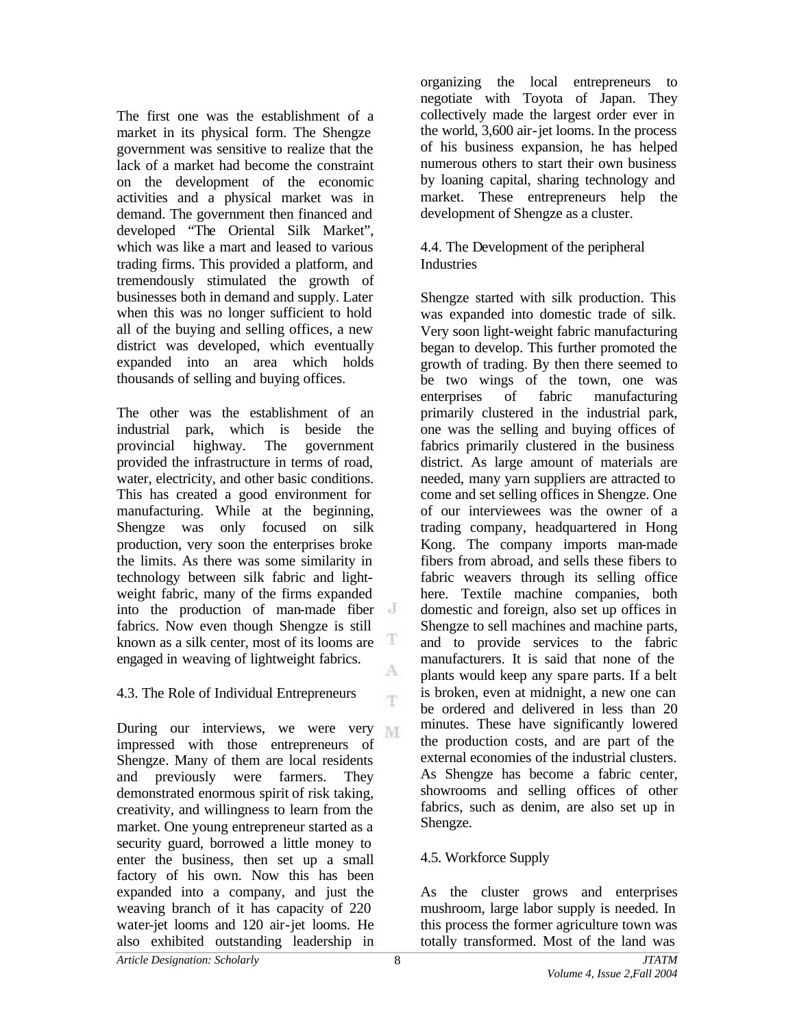The first one was the establishment of a market in its physical form. The Shengze government was sensitive to realize that the lack of a market had become the constraint on the development of the economic activities and a physical market was in demand. The government then financed and developed "The Oriental Silk Market", which was like a mart and leased to various trading firms. This provided a platform, and tremendously stimulated the growth of businesses both in demand and supply. Later when this was no longer sufficient to hold all of the buying and selling offices, a new district was developed, which eventually expanded into an area which holds thousands of selling and buying offices.

The other was the establishment of an industrial park, which is beside the provincial highway. The government provided the infrastructure in terms of road, water, electricity, and other basic conditions. This has created a good environment for manufacturing. While at the beginning, Shengze was only focused on silk production, very soon the enterprises broke the limits. As there was some similarity in technology between silk fabric and light-weight fabric, many of the firms expanded into the production of man-made fiber fabrics. Now even though Shengze is still known as a silk center, most of its looms are engaged in weaving of lightweight fabrics.

### 4.3. The Role of Individual Entrepreneurs

During our interviews, we were very impressed with those entrepreneurs of Shengze. Many of them are local residents and previously were farmers. They demonstrated enormous spirit of risk taking, creativity, and willingness to learn from the market. One young entrepreneur started as a security guard, borrowed a little money to enter the business, then set up a small factory of his own. Now this has been expanded into a company, and just the weaving branch of it has capacity of 220 water-jet looms and 120 air-jet looms. He also exhibited outstanding leadership in organizing the local entrepreneurs to negotiate with Toyota of Japan. They collectively made the largest order ever in the world, 3,600 air-jet looms. In the process of his business expansion, he has helped numerous others to start their own business by loaning capital, sharing technology and market. These entrepreneurs help the development of Shengze as a cluster.

### 4.4. The Development of the peripheral Industries

Shengze started with silk production. This was expanded into domestic trade of silk. Very soon light-weight fabric manufacturing began to develop. This further promoted the growth of trading. By then there seemed to be two wings of the town, one was enterprises of fabric manufacturing primarily clustered in the industrial park, one was the selling and buying offices of fabrics primarily clustered in the business district. As large amount of materials are needed, many yarn suppliers are attracted to come and set selling offices in Shengze. One of our interviewees was the owner of a trading company, headquartered in Hong Kong. The company imports man-made fibers from abroad, and sells these fibers to fabric weavers through its selling office here. Textile machine companies, both domestic and foreign, also set up offices in Shengze to sell machines and machine parts, and to provide services to the fabric manufacturers. It is said that none of the plants would keep any spare parts. If a belt is broken, even at midnight, a new one can be ordered and delivered in less than 20 minutes. These have significantly lowered the production costs, and are part of the external economies of the industrial clusters. As Shengze has become a fabric center, showrooms and selling offices of other fabrics, such as denim, are also set up in Shengze.

### 4.5. Workforce Supply

As the cluster grows and enterprises mushroom, large labor supply is needed. In this process the former agriculture town was totally transformed. Most of the land was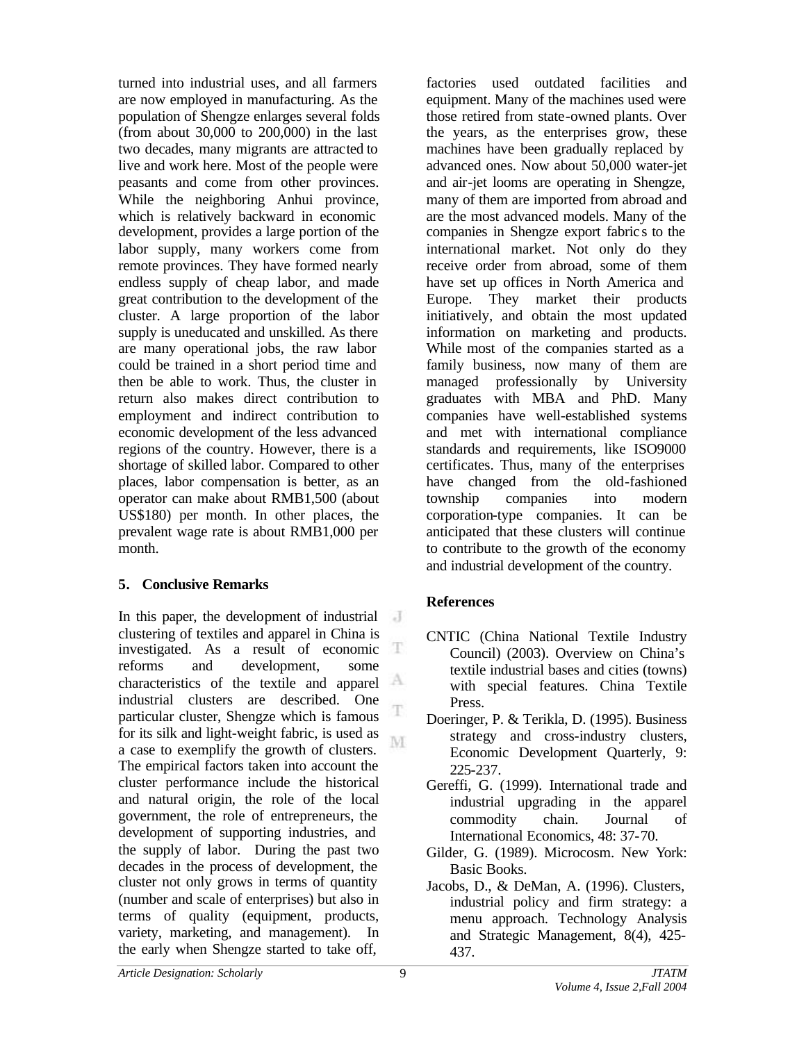turned into industrial uses, and all farmers are now employed in manufacturing. As the population of Shengze enlarges several folds (from about 30,000 to 200,000) in the last two decades, many migrants are attracted to live and work here. Most of the people were peasants and come from other provinces. While the neighboring Anhui province, which is relatively backward in economic development, provides a large portion of the labor supply, many workers come from remote provinces. They have formed nearly endless supply of cheap labor, and made great contribution to the development of the cluster. A large proportion of the labor supply is uneducated and unskilled. As there are many operational jobs, the raw labor could be trained in a short period time and then be able to work. Thus, the cluster in return also makes direct contribution to employment and indirect contribution to economic development of the less advanced regions of the country. However, there is a shortage of skilled labor. Compared to other places, labor compensation is better, as an operator can make about RMB1,500 (about US$180) per month. In other places, the prevalent wage rate is about RMB1,000 per month.

## 5. Conclusive Remarks

In this paper, the development of industrial clustering of textiles and apparel in China is investigated. As a result of economic reforms and development, some characteristics of the textile and apparel industrial clusters are described. One particular cluster, Shengze which is famous for its silk and light-weight fabric, is used as a case to exemplify the growth of clusters. The empirical factors taken into account the cluster performance include the historical and natural origin, the role of the local government, the role of entrepreneurs, the development of supporting industries, and the supply of labor. During the past two decades in the process of development, the cluster not only grows in terms of quantity (number and scale of enterprises) but also in terms of quality (equipment, products, variety, marketing, and management). In the early when Shengze started to take off, factories used outdated facilities and equipment. Many of the machines used were those retired from state-owned plants. Over the years, as the enterprises grow, these machines have been gradually replaced by advanced ones. Now about 50,000 water-jet and air-jet looms are operating in Shengze, many of them are imported from abroad and are the most advanced models. Many of the companies in Shengze export fabrics to the international market. Not only do they receive order from abroad, some of them have set up offices in North America and Europe. They market their products initiatively, and obtain the most updated information on marketing and products. While most of the companies started as a family business, now many of them are managed professionally by University graduates with MBA and PhD. Many companies have well-established systems and met with international compliance standards and requirements, like ISO9000 certificates. Thus, many of the enterprises have changed from the old-fashioned township companies into modern corporation-type companies. It can be anticipated that these clusters will continue to contribute to the growth of the economy and industrial development of the country.

## References

CNTIC (China National Textile Industry Council) (2003). Overview on China's textile industrial bases and cities (towns) with special features. China Textile Press.

Doeringer, P. & Terikla, D. (1995). Business strategy and cross-industry clusters, Economic Development Quarterly, 9: 225-237.

Gereffi, G. (1999). International trade and industrial upgrading in the apparel commodity chain. Journal of International Economics, 48: 37-70.

Gilder, G. (1989). Microcosm. New York: Basic Books.

Jacobs, D., & DeMan, A. (1996). Clusters, industrial policy and firm strategy: a menu approach. Technology Analysis and Strategic Management, 8(4), 425-437.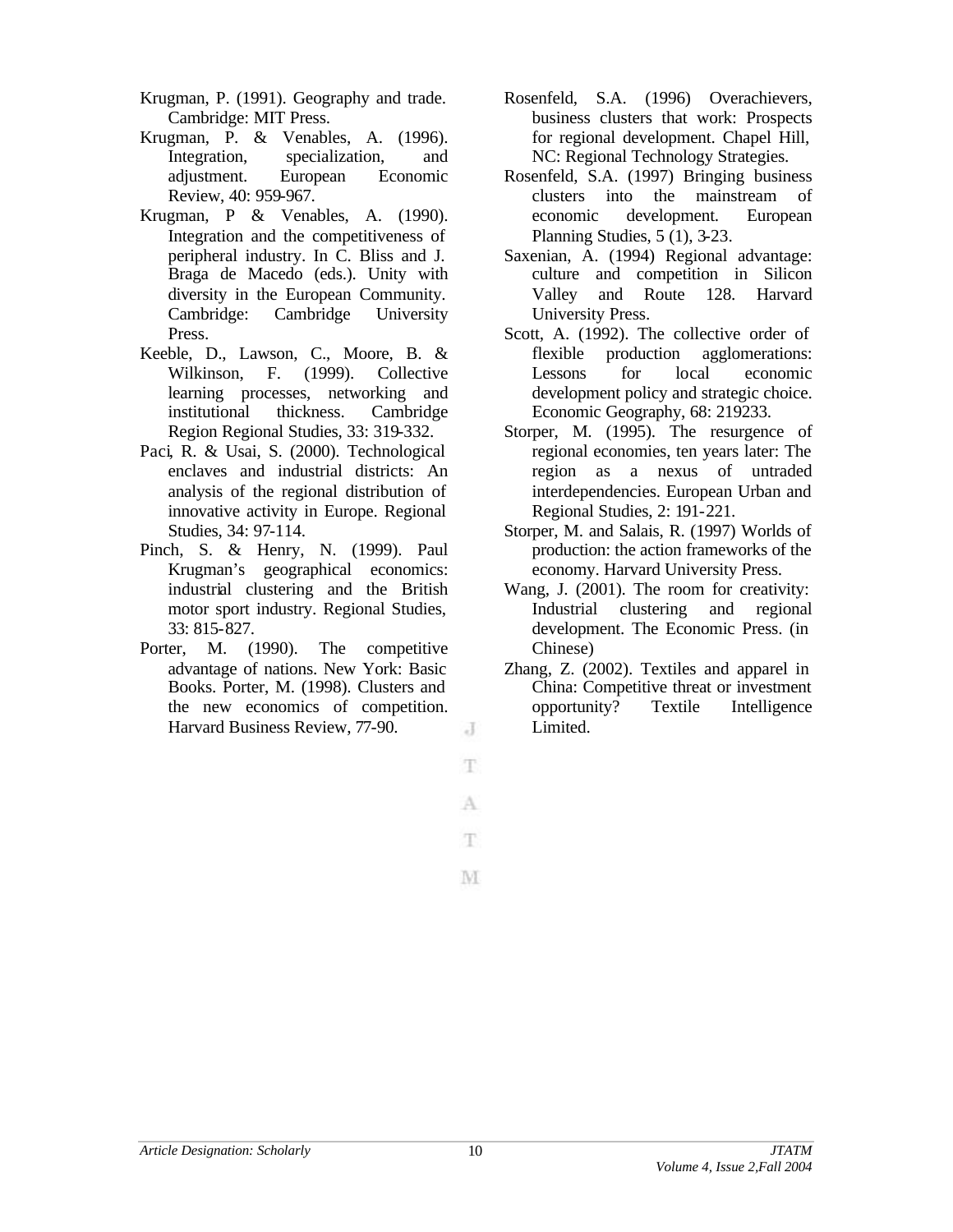Krugman, P. (1991). Geography and trade. Cambridge: MIT Press.

Krugman, P. & Venables, A. (1996). Integration, specialization, and adjustment. European Economic Review, 40: 959-967.

Krugman, P & Venables, A. (1990). Integration and the competitiveness of peripheral industry. In C. Bliss and J. Braga de Macedo (eds.). Unity with diversity in the European Community. Cambridge: Cambridge University Press.

Keeble, D., Lawson, C., Moore, B. & Wilkinson, F. (1999). Collective learning processes, networking and institutional thickness. Cambridge Region Regional Studies, 33: 319-332.

Paci, R. & Usai, S. (2000). Technological enclaves and industrial districts: An analysis of the regional distribution of innovative activity in Europe. Regional Studies, 34: 97-114.

Pinch, S. & Henry, N. (1999). Paul Krugman's geographical economics: industrial clustering and the British motor sport industry. Regional Studies, 33: 815-827.

Porter, M. (1990). The competitive advantage of nations. New York: Basic Books. Porter, M. (1998). Clusters and the new economics of competition. Harvard Business Review, 77-90.

Rosenfeld, S.A. (1996) Overachievers, business clusters that work: Prospects for regional development. Chapel Hill, NC: Regional Technology Strategies.

Rosenfeld, S.A. (1997) Bringing business clusters into the mainstream of economic development. European Planning Studies, 5 (1), 3-23.

Saxenian, A. (1994) Regional advantage: culture and competition in Silicon Valley and Route 128. Harvard University Press.

Scott, A. (1992). The collective order of flexible production agglomerations: Lessons for local economic development policy and strategic choice. Economic Geography, 68: 219233.

Storper, M. (1995). The resurgence of regional economies, ten years later: The region as a nexus of untraded interdependencies. European Urban and Regional Studies, 2: 191-221.

Storper, M. and Salais, R. (1997) Worlds of production: the action frameworks of the economy. Harvard University Press.

Wang, J. (2001). The room for creativity: Industrial clustering and regional development. The Economic Press. (in Chinese)

Zhang, Z. (2002). Textiles and apparel in China: Competitive threat or investment opportunity? Textile Intelligence Limited.